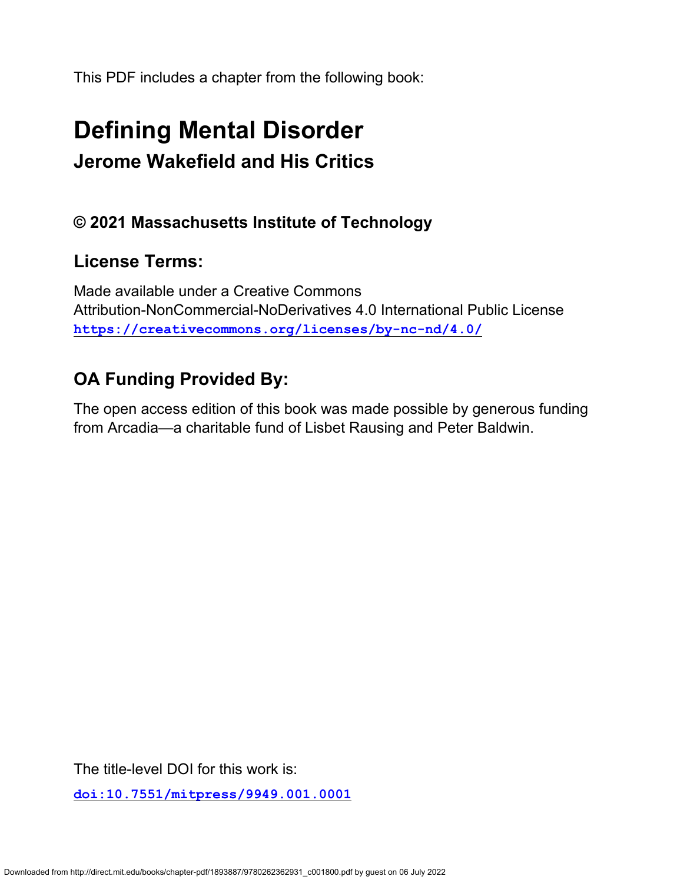This PDF includes a chapter from the following book:

# Defining Mental Disorder

## Jerome Wakefield and His Critics

### © 2021 Massachusetts Institute of Technology

### License Terms:

Made available under a Creative Commons
Attribution-NonCommercial-NoDerivatives 4.0 International Public License
https://creativecommons.org/licenses/by-nc-nd/4.0/

### OA Funding Provided By:

The open access edition of this book was made possible by generous funding from Arcadia—a charitable fund of Lisbet Rausing and Peter Baldwin.

The title-level DOI for this work is:

doi:10.7551/mitpress/9949.001.0001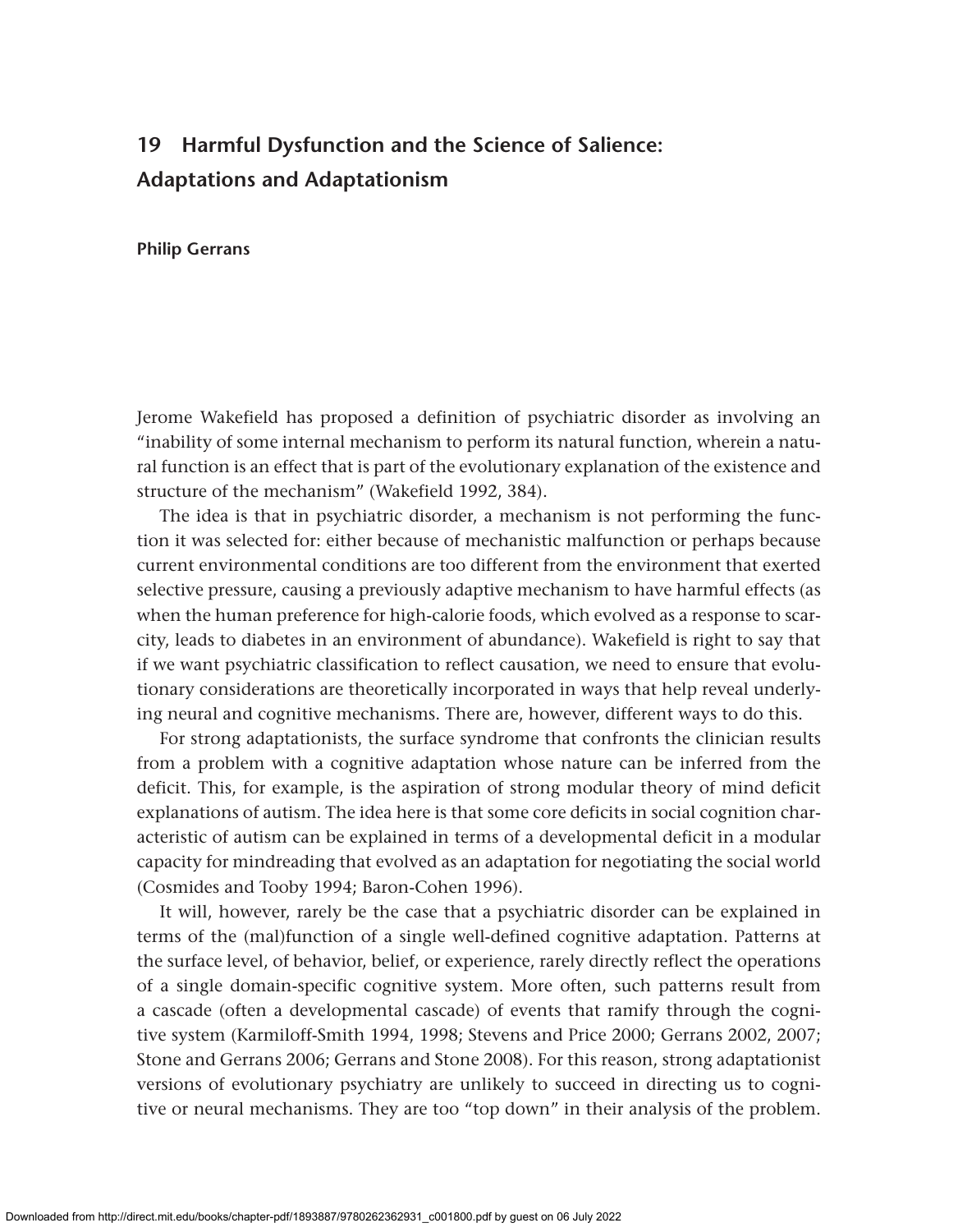# 19 Harmful Dysfunction and the Science of Salience: Adaptations and Adaptationism

**Philip Gerrans**

Jerome Wakefield has proposed a definition of psychiatric disorder as involving an "inability of some internal mechanism to perform its natural function, wherein a natural function is an effect that is part of the evolutionary explanation of the existence and structure of the mechanism" (Wakefield 1992, 384).

The idea is that in psychiatric disorder, a mechanism is not performing the function it was selected for: either because of mechanistic malfunction or perhaps because current environmental conditions are too different from the environment that exerted selective pressure, causing a previously adaptive mechanism to have harmful effects (as when the human preference for high-calorie foods, which evolved as a response to scarcity, leads to diabetes in an environment of abundance). Wakefield is right to say that if we want psychiatric classification to reflect causation, we need to ensure that evolutionary considerations are theoretically incorporated in ways that help reveal underlying neural and cognitive mechanisms. There are, however, different ways to do this.

For strong adaptationists, the surface syndrome that confronts the clinician results from a problem with a cognitive adaptation whose nature can be inferred from the deficit. This, for example, is the aspiration of strong modular theory of mind deficit explanations of autism. The idea here is that some core deficits in social cognition characteristic of autism can be explained in terms of a developmental deficit in a modular capacity for mindreading that evolved as an adaptation for negotiating the social world (Cosmides and Tooby 1994; Baron-Cohen 1996).

It will, however, rarely be the case that a psychiatric disorder can be explained in terms of the (mal)function of a single well-defined cognitive adaptation. Patterns at the surface level, of behavior, belief, or experience, rarely directly reflect the operations of a single domain-specific cognitive system. More often, such patterns result from a cascade (often a developmental cascade) of events that ramify through the cognitive system (Karmiloff-Smith 1994, 1998; Stevens and Price 2000; Gerrans 2002, 2007; Stone and Gerrans 2006; Gerrans and Stone 2008). For this reason, strong adaptationist versions of evolutionary psychiatry are unlikely to succeed in directing us to cognitive or neural mechanisms. They are too "top down" in their analysis of the problem.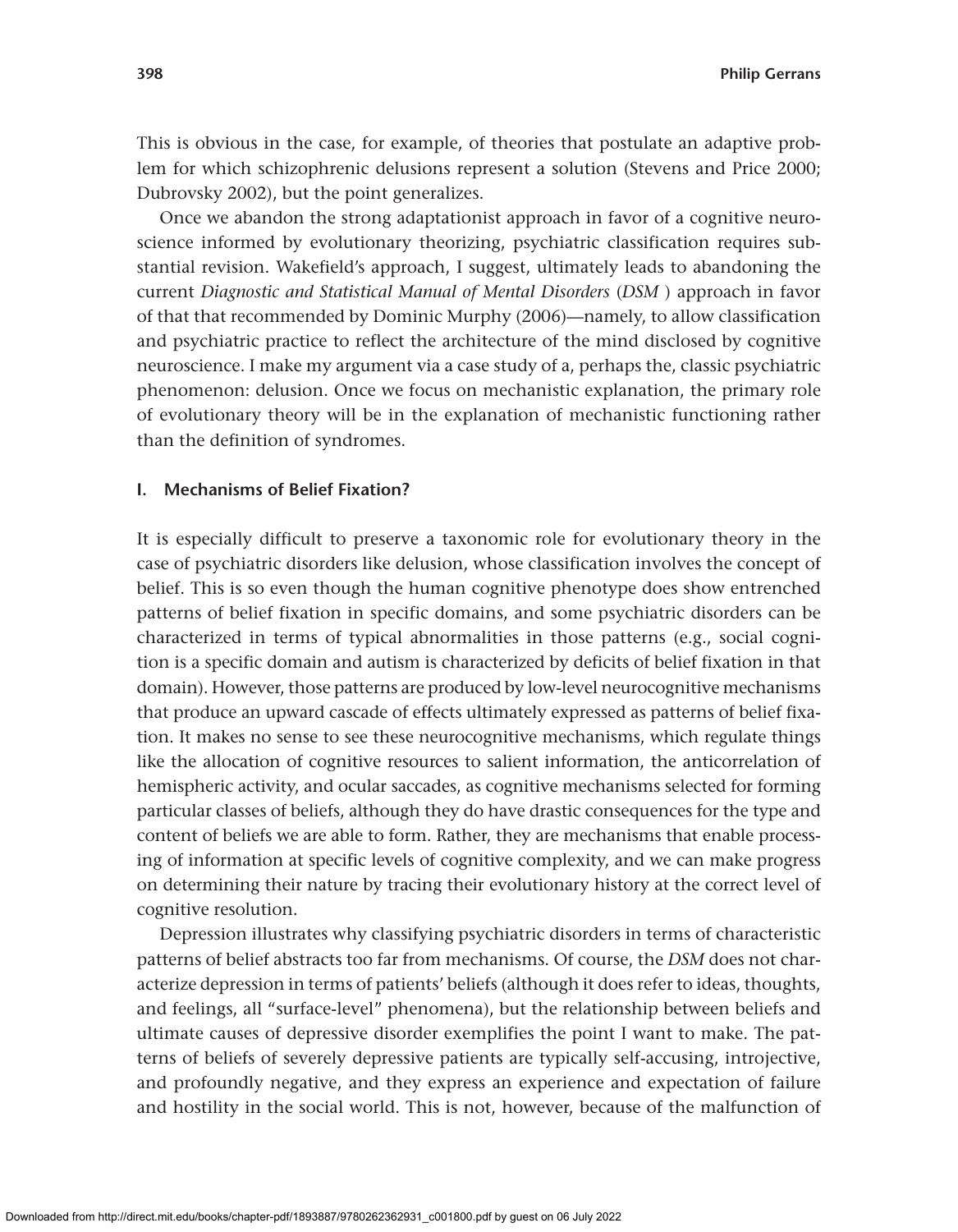This is obvious in the case, for example, of theories that postulate an adaptive problem for which schizophrenic delusions represent a solution (Stevens and Price 2000; Dubrovsky 2002), but the point generalizes.

Once we abandon the strong adaptationist approach in favor of a cognitive neuroscience informed by evolutionary theorizing, psychiatric classification requires substantial revision. Wakefield's approach, I suggest, ultimately leads to abandoning the current *Diagnostic and Statistical Manual of Mental Disorders* (*DSM* ) approach in favor of that that recommended by Dominic Murphy (2006)—namely, to allow classification and psychiatric practice to reflect the architecture of the mind disclosed by cognitive neuroscience. I make my argument via a case study of a, perhaps the, classic psychiatric phenomenon: delusion. Once we focus on mechanistic explanation, the primary role of evolutionary theory will be in the explanation of mechanistic functioning rather than the definition of syndromes.

## I. Mechanisms of Belief Fixation?

It is especially difficult to preserve a taxonomic role for evolutionary theory in the case of psychiatric disorders like delusion, whose classification involves the concept of belief. This is so even though the human cognitive phenotype does show entrenched patterns of belief fixation in specific domains, and some psychiatric disorders can be characterized in terms of typical abnormalities in those patterns (e.g., social cognition is a specific domain and autism is characterized by deficits of belief fixation in that domain). However, those patterns are produced by low-level neurocognitive mechanisms that produce an upward cascade of effects ultimately expressed as patterns of belief fixation. It makes no sense to see these neurocognitive mechanisms, which regulate things like the allocation of cognitive resources to salient information, the anticorrelation of hemispheric activity, and ocular saccades, as cognitive mechanisms selected for forming particular classes of beliefs, although they do have drastic consequences for the type and content of beliefs we are able to form. Rather, they are mechanisms that enable processing of information at specific levels of cognitive complexity, and we can make progress on determining their nature by tracing their evolutionary history at the correct level of cognitive resolution.

Depression illustrates why classifying psychiatric disorders in terms of characteristic patterns of belief abstracts too far from mechanisms. Of course, the *DSM* does not characterize depression in terms of patients' beliefs (although it does refer to ideas, thoughts, and feelings, all "surface-level" phenomena), but the relationship between beliefs and ultimate causes of depressive disorder exemplifies the point I want to make. The patterns of beliefs of severely depressive patients are typically self-accusing, introjective, and profoundly negative, and they express an experience and expectation of failure and hostility in the social world. This is not, however, because of the malfunction of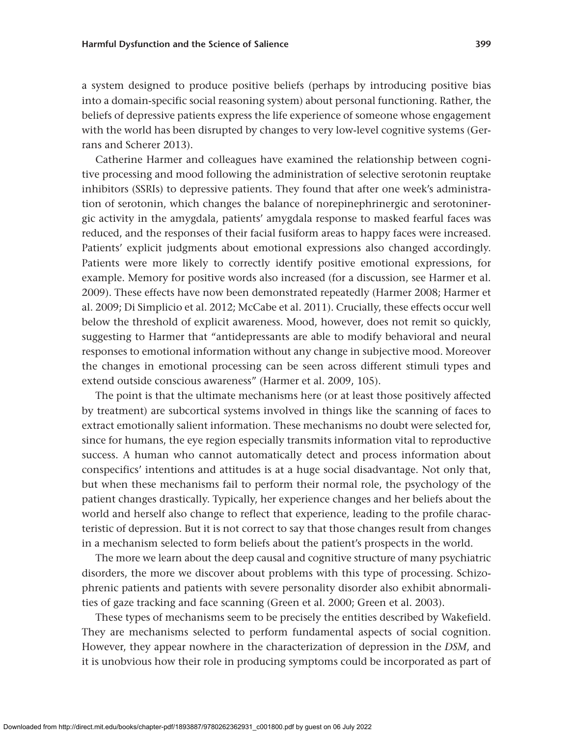a system designed to produce positive beliefs (perhaps by introducing positive bias into a domain-specific social reasoning system) about personal functioning. Rather, the beliefs of depressive patients express the life experience of someone whose engagement with the world has been disrupted by changes to very low-level cognitive systems (Gerrans and Scherer 2013).

Catherine Harmer and colleagues have examined the relationship between cognitive processing and mood following the administration of selective serotonin reuptake inhibitors (SSRIs) to depressive patients. They found that after one week's administration of serotonin, which changes the balance of norepinephrinergic and serotoninergic activity in the amygdala, patients' amygdala response to masked fearful faces was reduced, and the responses of their facial fusiform areas to happy faces were increased. Patients' explicit judgments about emotional expressions also changed accordingly. Patients were more likely to correctly identify positive emotional expressions, for example. Memory for positive words also increased (for a discussion, see Harmer et al. 2009). These effects have now been demonstrated repeatedly (Harmer 2008; Harmer et al. 2009; Di Simplicio et al. 2012; McCabe et al. 2011). Crucially, these effects occur well below the threshold of explicit awareness. Mood, however, does not remit so quickly, suggesting to Harmer that "antidepressants are able to modify behavioral and neural responses to emotional information without any change in subjective mood. Moreover the changes in emotional processing can be seen across different stimuli types and extend outside conscious awareness" (Harmer et al. 2009, 105).

The point is that the ultimate mechanisms here (or at least those positively affected by treatment) are subcortical systems involved in things like the scanning of faces to extract emotionally salient information. These mechanisms no doubt were selected for, since for humans, the eye region especially transmits information vital to reproductive success. A human who cannot automatically detect and process information about conspecifics' intentions and attitudes is at a huge social disadvantage. Not only that, but when these mechanisms fail to perform their normal role, the psychology of the patient changes drastically. Typically, her experience changes and her beliefs about the world and herself also change to reflect that experience, leading to the profile characteristic of depression. But it is not correct to say that those changes result from changes in a mechanism selected to form beliefs about the patient's prospects in the world.

The more we learn about the deep causal and cognitive structure of many psychiatric disorders, the more we discover about problems with this type of processing. Schizophrenic patients and patients with severe personality disorder also exhibit abnormalities of gaze tracking and face scanning (Green et al. 2000; Green et al. 2003).

These types of mechanisms seem to be precisely the entities described by Wakefield. They are mechanisms selected to perform fundamental aspects of social cognition. However, they appear nowhere in the characterization of depression in the *DSM*, and it is unobvious how their role in producing symptoms could be incorporated as part of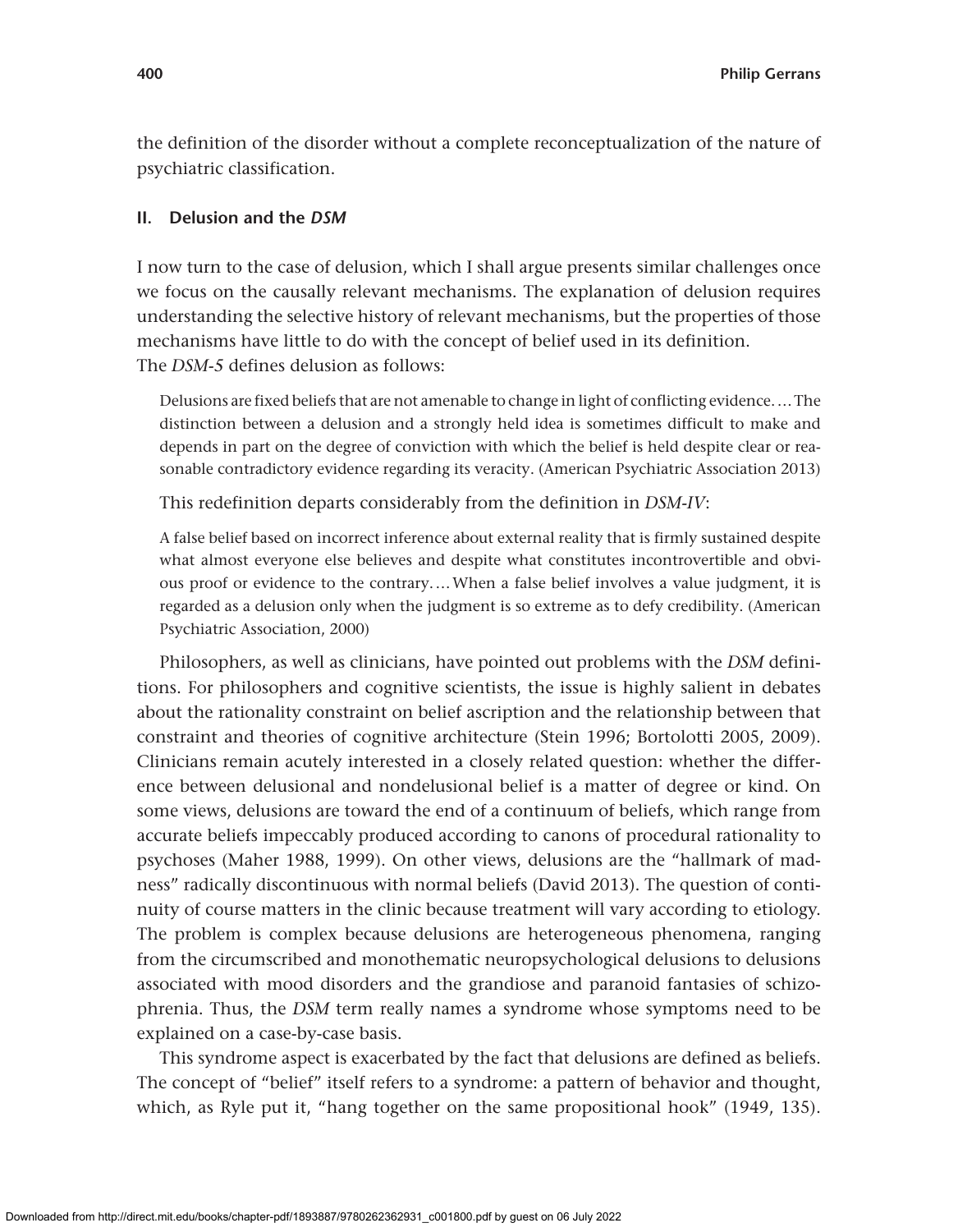the definition of the disorder without a complete reconceptualization of the nature of psychiatric classification.

## II. Delusion and the *DSM*

I now turn to the case of delusion, which I shall argue presents similar challenges once we focus on the causally relevant mechanisms. The explanation of delusion requires understanding the selective history of relevant mechanisms, but the properties of those mechanisms have little to do with the concept of belief used in its definition.
The *DSM-5* defines delusion as follows:

> Delusions are fixed beliefs that are not amenable to change in light of conflicting evidence. … The distinction between a delusion and a strongly held idea is sometimes difficult to make and depends in part on the degree of conviction with which the belief is held despite clear or reasonable contradictory evidence regarding its veracity. (American Psychiatric Association 2013)

This redefinition departs considerably from the definition in *DSM-IV*:

> A false belief based on incorrect inference about external reality that is firmly sustained despite what almost everyone else believes and despite what constitutes incontrovertible and obvious proof or evidence to the contrary. … When a false belief involves a value judgment, it is regarded as a delusion only when the judgment is so extreme as to defy credibility. (American Psychiatric Association, 2000)

Philosophers, as well as clinicians, have pointed out problems with the *DSM* definitions. For philosophers and cognitive scientists, the issue is highly salient in debates about the rationality constraint on belief ascription and the relationship between that constraint and theories of cognitive architecture (Stein 1996; Bortolotti 2005, 2009). Clinicians remain acutely interested in a closely related question: whether the difference between delusional and nondelusional belief is a matter of degree or kind. On some views, delusions are toward the end of a continuum of beliefs, which range from accurate beliefs impeccably produced according to canons of procedural rationality to psychoses (Maher 1988, 1999). On other views, delusions are the "hallmark of madness" radically discontinuous with normal beliefs (David 2013). The question of continuity of course matters in the clinic because treatment will vary according to etiology. The problem is complex because delusions are heterogeneous phenomena, ranging from the circumscribed and monothematic neuropsychological delusions to delusions associated with mood disorders and the grandiose and paranoid fantasies of schizophrenia. Thus, the *DSM* term really names a syndrome whose symptoms need to be explained on a case-by-case basis.

This syndrome aspect is exacerbated by the fact that delusions are defined as beliefs. The concept of "belief" itself refers to a syndrome: a pattern of behavior and thought, which, as Ryle put it, "hang together on the same propositional hook" (1949, 135).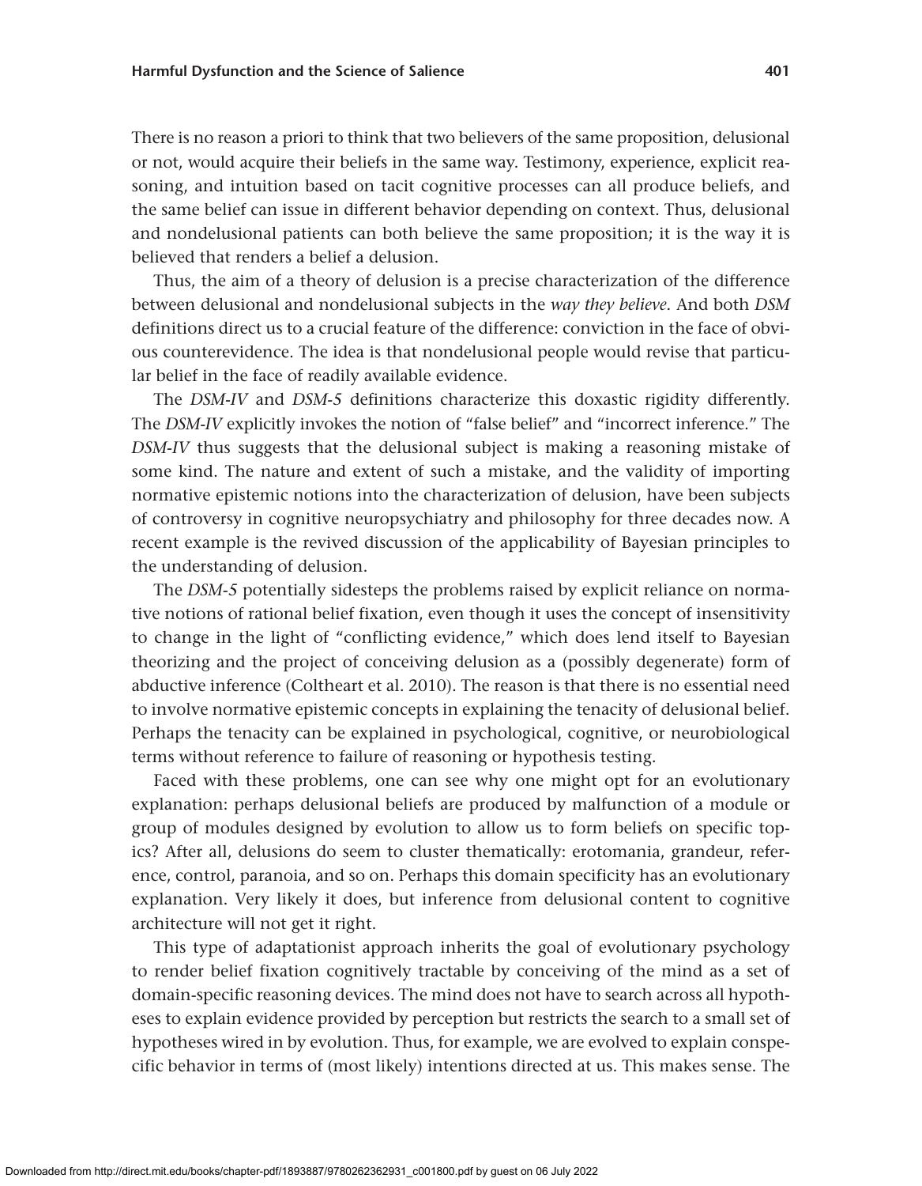There is no reason a priori to think that two believers of the same proposition, delusional or not, would acquire their beliefs in the same way. Testimony, experience, explicit reasoning, and intuition based on tacit cognitive processes can all produce beliefs, and the same belief can issue in different behavior depending on context. Thus, delusional and nondelusional patients can both believe the same proposition; it is the way it is believed that renders a belief a delusion.

Thus, the aim of a theory of delusion is a precise characterization of the difference between delusional and nondelusional subjects in the *way they believe*. And both *DSM* definitions direct us to a crucial feature of the difference: conviction in the face of obvious counterevidence. The idea is that nondelusional people would revise that particular belief in the face of readily available evidence.

The *DSM-IV* and *DSM-5* definitions characterize this doxastic rigidity differently. The *DSM-IV* explicitly invokes the notion of "false belief" and "incorrect inference." The *DSM-IV* thus suggests that the delusional subject is making a reasoning mistake of some kind. The nature and extent of such a mistake, and the validity of importing normative epistemic notions into the characterization of delusion, have been subjects of controversy in cognitive neuropsychiatry and philosophy for three decades now. A recent example is the revived discussion of the applicability of Bayesian principles to the understanding of delusion.

The *DSM-5* potentially sidesteps the problems raised by explicit reliance on normative notions of rational belief fixation, even though it uses the concept of insensitivity to change in the light of "conflicting evidence," which does lend itself to Bayesian theorizing and the project of conceiving delusion as a (possibly degenerate) form of abductive inference (Coltheart et al. 2010). The reason is that there is no essential need to involve normative epistemic concepts in explaining the tenacity of delusional belief. Perhaps the tenacity can be explained in psychological, cognitive, or neurobiological terms without reference to failure of reasoning or hypothesis testing.

Faced with these problems, one can see why one might opt for an evolutionary explanation: perhaps delusional beliefs are produced by malfunction of a module or group of modules designed by evolution to allow us to form beliefs on specific topics? After all, delusions do seem to cluster thematically: erotomania, grandeur, reference, control, paranoia, and so on. Perhaps this domain specificity has an evolutionary explanation. Very likely it does, but inference from delusional content to cognitive architecture will not get it right.

This type of adaptationist approach inherits the goal of evolutionary psychology to render belief fixation cognitively tractable by conceiving of the mind as a set of domain-specific reasoning devices. The mind does not have to search across all hypotheses to explain evidence provided by perception but restricts the search to a small set of hypotheses wired in by evolution. Thus, for example, we are evolved to explain conspecific behavior in terms of (most likely) intentions directed at us. This makes sense. The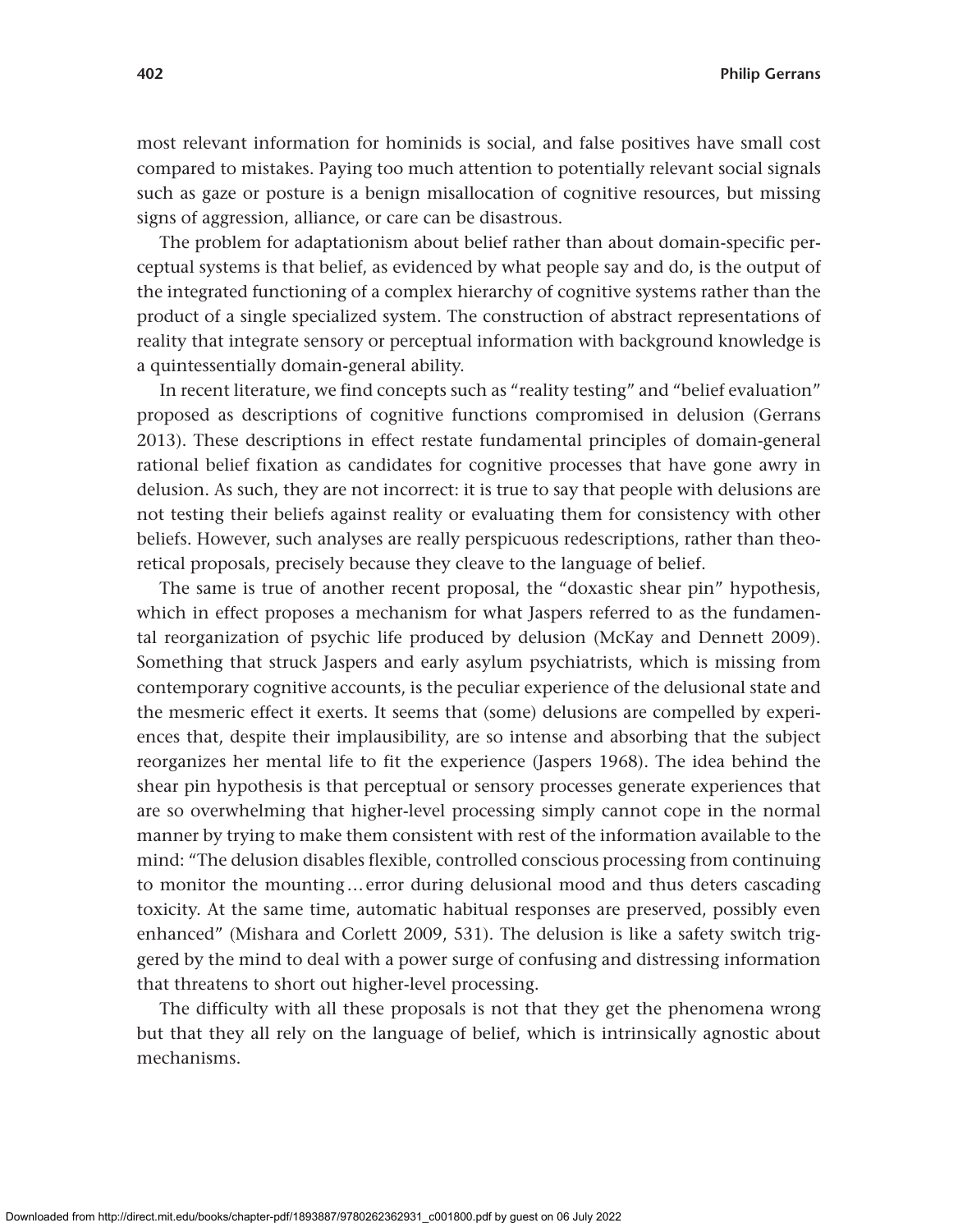most relevant information for hominids is social, and false positives have small cost compared to mistakes. Paying too much attention to potentially relevant social signals such as gaze or posture is a benign misallocation of cognitive resources, but missing signs of aggression, alliance, or care can be disastrous.

The problem for adaptationism about belief rather than about domain-specific perceptual systems is that belief, as evidenced by what people say and do, is the output of the integrated functioning of a complex hierarchy of cognitive systems rather than the product of a single specialized system. The construction of abstract representations of reality that integrate sensory or perceptual information with background knowledge is a quintessentially domain-general ability.

In recent literature, we find concepts such as "reality testing" and "belief evaluation" proposed as descriptions of cognitive functions compromised in delusion (Gerrans 2013). These descriptions in effect restate fundamental principles of domain-general rational belief fixation as candidates for cognitive processes that have gone awry in delusion. As such, they are not incorrect: it is true to say that people with delusions are not testing their beliefs against reality or evaluating them for consistency with other beliefs. However, such analyses are really perspicuous redescriptions, rather than theoretical proposals, precisely because they cleave to the language of belief.

The same is true of another recent proposal, the "doxastic shear pin" hypothesis, which in effect proposes a mechanism for what Jaspers referred to as the fundamental reorganization of psychic life produced by delusion (McKay and Dennett 2009). Something that struck Jaspers and early asylum psychiatrists, which is missing from contemporary cognitive accounts, is the peculiar experience of the delusional state and the mesmeric effect it exerts. It seems that (some) delusions are compelled by experiences that, despite their implausibility, are so intense and absorbing that the subject reorganizes her mental life to fit the experience (Jaspers 1968). The idea behind the shear pin hypothesis is that perceptual or sensory processes generate experiences that are so overwhelming that higher-level processing simply cannot cope in the normal manner by trying to make them consistent with rest of the information available to the mind: "The delusion disables flexible, controlled conscious processing from continuing to monitor the mounting…error during delusional mood and thus deters cascading toxicity. At the same time, automatic habitual responses are preserved, possibly even enhanced" (Mishara and Corlett 2009, 531). The delusion is like a safety switch triggered by the mind to deal with a power surge of confusing and distressing information that threatens to short out higher-level processing.

The difficulty with all these proposals is not that they get the phenomena wrong but that they all rely on the language of belief, which is intrinsically agnostic about mechanisms.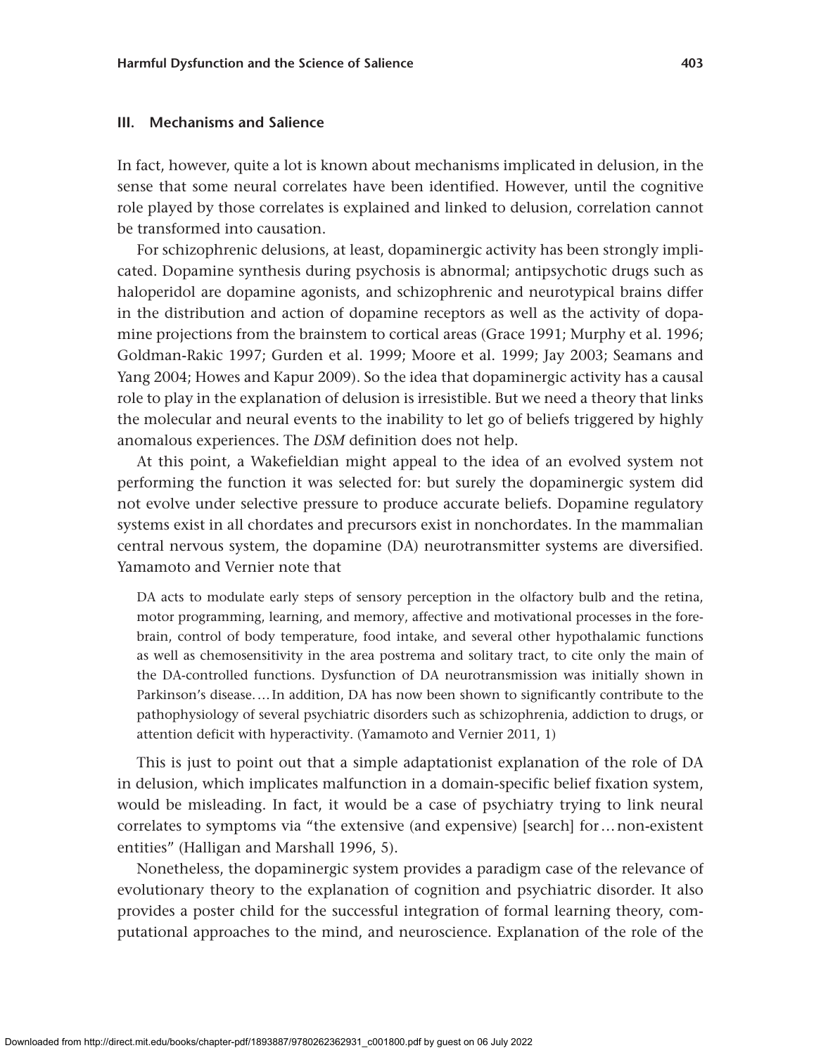### III. Mechanisms and Salience

In fact, however, quite a lot is known about mechanisms implicated in delusion, in the sense that some neural correlates have been identified. However, until the cognitive role played by those correlates is explained and linked to delusion, correlation cannot be transformed into causation.

For schizophrenic delusions, at least, dopaminergic activity has been strongly implicated. Dopamine synthesis during psychosis is abnormal; antipsychotic drugs such as haloperidol are dopamine agonists, and schizophrenic and neurotypical brains differ in the distribution and action of dopamine receptors as well as the activity of dopamine projections from the brainstem to cortical areas (Grace 1991; Murphy et al. 1996; Goldman-Rakic 1997; Gurden et al. 1999; Moore et al. 1999; Jay 2003; Seamans and Yang 2004; Howes and Kapur 2009). So the idea that dopaminergic activity has a causal role to play in the explanation of delusion is irresistible. But we need a theory that links the molecular and neural events to the inability to let go of beliefs triggered by highly anomalous experiences. The *DSM* definition does not help.

At this point, a Wakefieldian might appeal to the idea of an evolved system not performing the function it was selected for: but surely the dopaminergic system did not evolve under selective pressure to produce accurate beliefs. Dopamine regulatory systems exist in all chordates and precursors exist in nonchordates. In the mammalian central nervous system, the dopamine (DA) neurotransmitter systems are diversified. Yamamoto and Vernier note that

> DA acts to modulate early steps of sensory perception in the olfactory bulb and the retina, motor programming, learning, and memory, affective and motivational processes in the forebrain, control of body temperature, food intake, and several other hypothalamic functions as well as chemosensitivity in the area postrema and solitary tract, to cite only the main of the DA-controlled functions. Dysfunction of DA neurotransmission was initially shown in Parkinson's disease.…In addition, DA has now been shown to significantly contribute to the pathophysiology of several psychiatric disorders such as schizophrenia, addiction to drugs, or attention deficit with hyperactivity. (Yamamoto and Vernier 2011, 1)

This is just to point out that a simple adaptationist explanation of the role of DA in delusion, which implicates malfunction in a domain-specific belief fixation system, would be misleading. In fact, it would be a case of psychiatry trying to link neural correlates to symptoms via "the extensive (and expensive) [search] for…non-existent entities" (Halligan and Marshall 1996, 5).

Nonetheless, the dopaminergic system provides a paradigm case of the relevance of evolutionary theory to the explanation of cognition and psychiatric disorder. It also provides a poster child for the successful integration of formal learning theory, computational approaches to the mind, and neuroscience. Explanation of the role of the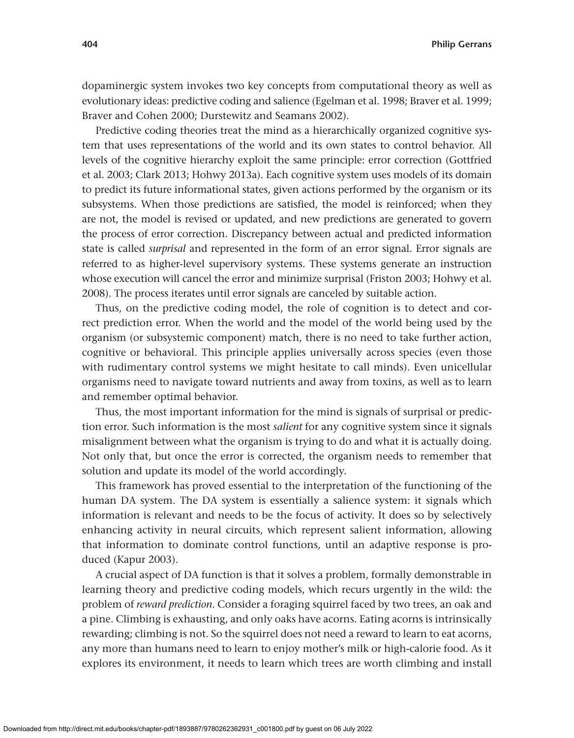dopaminergic system invokes two key concepts from computational theory as well as evolutionary ideas: predictive coding and salience (Egelman et al. 1998; Braver et al. 1999; Braver and Cohen 2000; Durstewitz and Seamans 2002).

Predictive coding theories treat the mind as a hierarchically organized cognitive system that uses representations of the world and its own states to control behavior. All levels of the cognitive hierarchy exploit the same principle: error correction (Gottfried et al. 2003; Clark 2013; Hohwy 2013a). Each cognitive system uses models of its domain to predict its future informational states, given actions performed by the organism or its subsystems. When those predictions are satisfied, the model is reinforced; when they are not, the model is revised or updated, and new predictions are generated to govern the process of error correction. Discrepancy between actual and predicted information state is called *surprisal* and represented in the form of an error signal. Error signals are referred to as higher-level supervisory systems. These systems generate an instruction whose execution will cancel the error and minimize surprisal (Friston 2003; Hohwy et al. 2008). The process iterates until error signals are canceled by suitable action.

Thus, on the predictive coding model, the role of cognition is to detect and correct prediction error. When the world and the model of the world being used by the organism (or subsystemic component) match, there is no need to take further action, cognitive or behavioral. This principle applies universally across species (even those with rudimentary control systems we might hesitate to call minds). Even unicellular organisms need to navigate toward nutrients and away from toxins, as well as to learn and remember optimal behavior.

Thus, the most important information for the mind is signals of surprisal or prediction error. Such information is the most *salient* for any cognitive system since it signals misalignment between what the organism is trying to do and what it is actually doing. Not only that, but once the error is corrected, the organism needs to remember that solution and update its model of the world accordingly.

This framework has proved essential to the interpretation of the functioning of the human DA system. The DA system is essentially a salience system: it signals which information is relevant and needs to be the focus of activity. It does so by selectively enhancing activity in neural circuits, which represent salient information, allowing that information to dominate control functions, until an adaptive response is produced (Kapur 2003).

A crucial aspect of DA function is that it solves a problem, formally demonstrable in learning theory and predictive coding models, which recurs urgently in the wild: the problem of *reward prediction*. Consider a foraging squirrel faced by two trees, an oak and a pine. Climbing is exhausting, and only oaks have acorns. Eating acorns is intrinsically rewarding; climbing is not. So the squirrel does not need a reward to learn to eat acorns, any more than humans need to learn to enjoy mother's milk or high-calorie food. As it explores its environment, it needs to learn which trees are worth climbing and install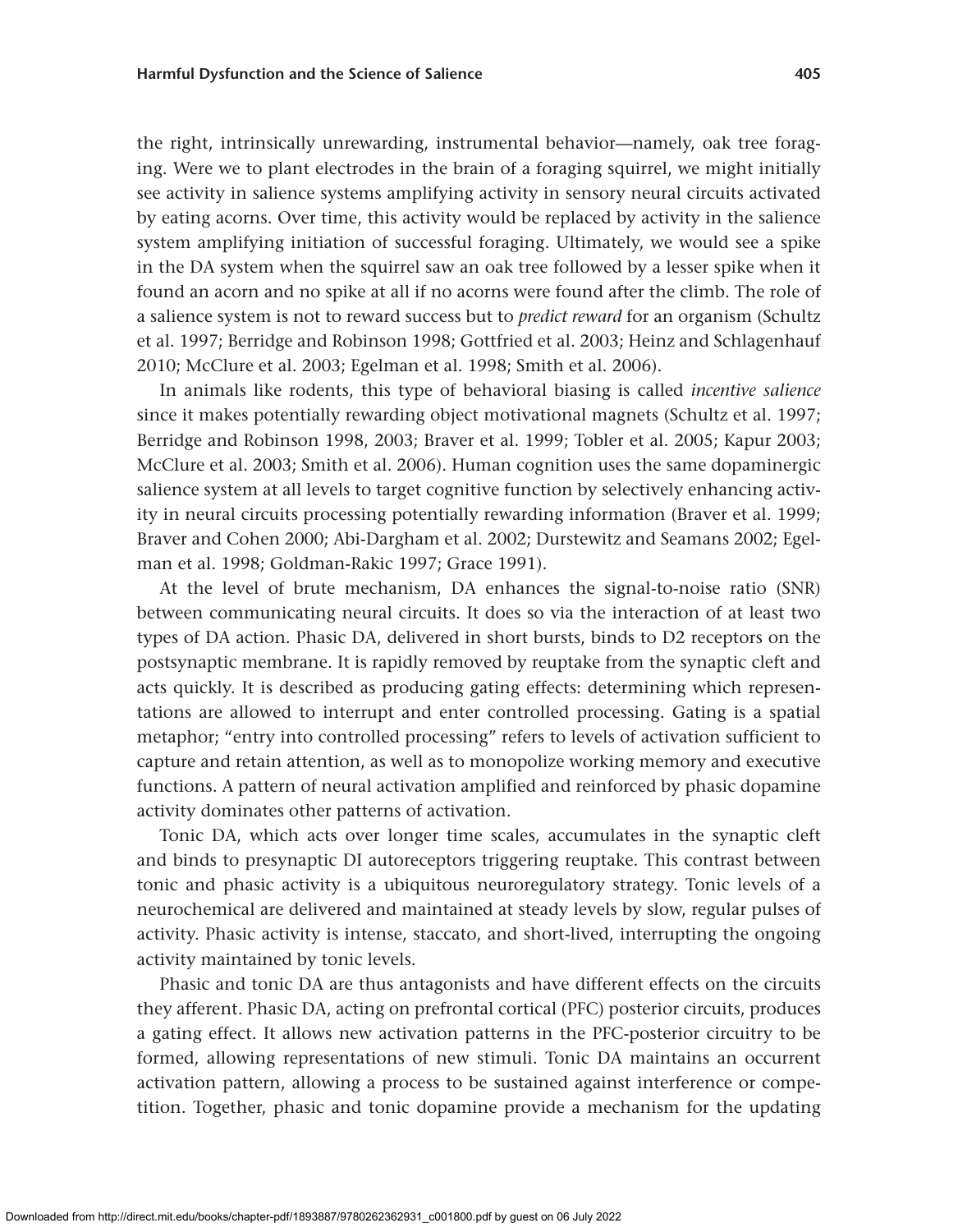the right, intrinsically unrewarding, instrumental behavior—namely, oak tree foraging. Were we to plant electrodes in the brain of a foraging squirrel, we might initially see activity in salience systems amplifying activity in sensory neural circuits activated by eating acorns. Over time, this activity would be replaced by activity in the salience system amplifying initiation of successful foraging. Ultimately, we would see a spike in the DA system when the squirrel saw an oak tree followed by a lesser spike when it found an acorn and no spike at all if no acorns were found after the climb. The role of a salience system is not to reward success but to *predict reward* for an organism (Schultz et al. 1997; Berridge and Robinson 1998; Gottfried et al. 2003; Heinz and Schlagenhauf 2010; McClure et al. 2003; Egelman et al. 1998; Smith et al. 2006).

In animals like rodents, this type of behavioral biasing is called *incentive salience* since it makes potentially rewarding object motivational magnets (Schultz et al. 1997; Berridge and Robinson 1998, 2003; Braver et al. 1999; Tobler et al. 2005; Kapur 2003; McClure et al. 2003; Smith et al. 2006). Human cognition uses the same dopaminergic salience system at all levels to target cognitive function by selectively enhancing activity in neural circuits processing potentially rewarding information (Braver et al. 1999; Braver and Cohen 2000; Abi-Dargham et al. 2002; Durstewitz and Seamans 2002; Egelman et al. 1998; Goldman-Rakic 1997; Grace 1991).

At the level of brute mechanism, DA enhances the signal-to-noise ratio (SNR) between communicating neural circuits. It does so via the interaction of at least two types of DA action. Phasic DA, delivered in short bursts, binds to D2 receptors on the postsynaptic membrane. It is rapidly removed by reuptake from the synaptic cleft and acts quickly. It is described as producing gating effects: determining which representations are allowed to interrupt and enter controlled processing. Gating is a spatial metaphor; "entry into controlled processing" refers to levels of activation sufficient to capture and retain attention, as well as to monopolize working memory and executive functions. A pattern of neural activation amplified and reinforced by phasic dopamine activity dominates other patterns of activation.

Tonic DA, which acts over longer time scales, accumulates in the synaptic cleft and binds to presynaptic DI autoreceptors triggering reuptake. This contrast between tonic and phasic activity is a ubiquitous neuroregulatory strategy. Tonic levels of a neurochemical are delivered and maintained at steady levels by slow, regular pulses of activity. Phasic activity is intense, staccato, and short-lived, interrupting the ongoing activity maintained by tonic levels.

Phasic and tonic DA are thus antagonists and have different effects on the circuits they afferent. Phasic DA, acting on prefrontal cortical (PFC) posterior circuits, produces a gating effect. It allows new activation patterns in the PFC-posterior circuitry to be formed, allowing representations of new stimuli. Tonic DA maintains an occurrent activation pattern, allowing a process to be sustained against interference or competition. Together, phasic and tonic dopamine provide a mechanism for the updating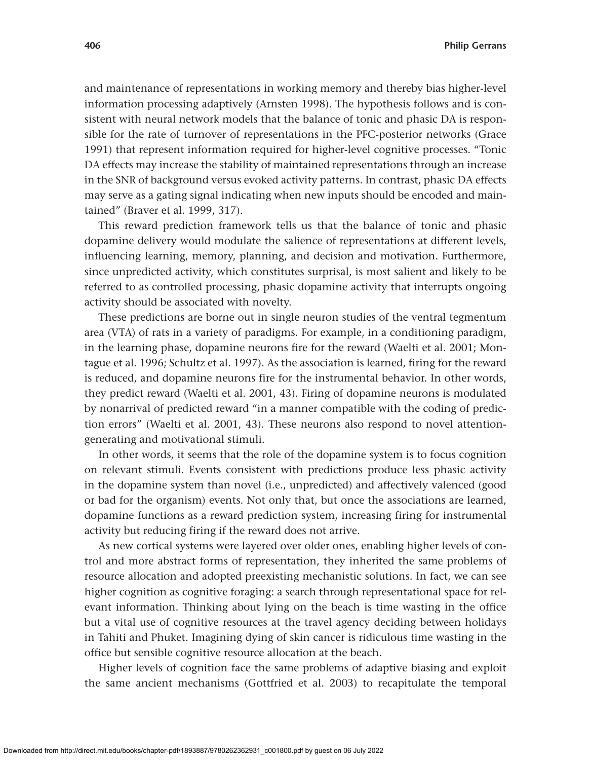and maintenance of representations in working memory and thereby bias higher-level information processing adaptively (Arnsten 1998). The hypothesis follows and is consistent with neural network models that the balance of tonic and phasic DA is responsible for the rate of turnover of representations in the PFC-posterior networks (Grace 1991) that represent information required for higher-level cognitive processes. "Tonic DA effects may increase the stability of maintained representations through an increase in the SNR of background versus evoked activity patterns. In contrast, phasic DA effects may serve as a gating signal indicating when new inputs should be encoded and maintained" (Braver et al. 1999, 317).

This reward prediction framework tells us that the balance of tonic and phasic dopamine delivery would modulate the salience of representations at different levels, influencing learning, memory, planning, and decision and motivation. Furthermore, since unpredicted activity, which constitutes surprisal, is most salient and likely to be referred to as controlled processing, phasic dopamine activity that interrupts ongoing activity should be associated with novelty.

These predictions are borne out in single neuron studies of the ventral tegmentum area (VTA) of rats in a variety of paradigms. For example, in a conditioning paradigm, in the learning phase, dopamine neurons fire for the reward (Waelti et al. 2001; Montague et al. 1996; Schultz et al. 1997). As the association is learned, firing for the reward is reduced, and dopamine neurons fire for the instrumental behavior. In other words, they predict reward (Waelti et al. 2001, 43). Firing of dopamine neurons is modulated by nonarrival of predicted reward "in a manner compatible with the coding of prediction errors" (Waelti et al. 2001, 43). These neurons also respond to novel attention-generating and motivational stimuli.

In other words, it seems that the role of the dopamine system is to focus cognition on relevant stimuli. Events consistent with predictions produce less phasic activity in the dopamine system than novel (i.e., unpredicted) and affectively valenced (good or bad for the organism) events. Not only that, but once the associations are learned, dopamine functions as a reward prediction system, increasing firing for instrumental activity but reducing firing if the reward does not arrive.

As new cortical systems were layered over older ones, enabling higher levels of control and more abstract forms of representation, they inherited the same problems of resource allocation and adopted preexisting mechanistic solutions. In fact, we can see higher cognition as cognitive foraging: a search through representational space for relevant information. Thinking about lying on the beach is time wasting in the office but a vital use of cognitive resources at the travel agency deciding between holidays in Tahiti and Phuket. Imagining dying of skin cancer is ridiculous time wasting in the office but sensible cognitive resource allocation at the beach.

Higher levels of cognition face the same problems of adaptive biasing and exploit the same ancient mechanisms (Gottfried et al. 2003) to recapitulate the temporal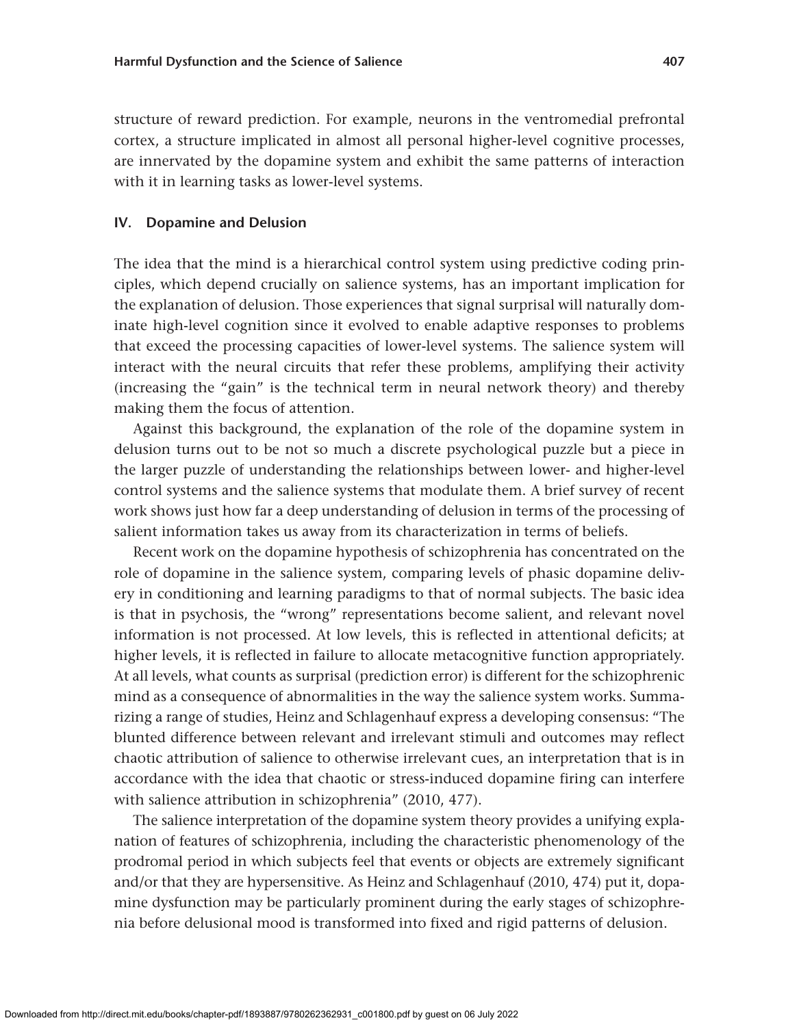structure of reward prediction. For example, neurons in the ventromedial prefrontal cortex, a structure implicated in almost all personal higher-level cognitive processes, are innervated by the dopamine system and exhibit the same patterns of interaction with it in learning tasks as lower-level systems.

## IV. Dopamine and Delusion

The idea that the mind is a hierarchical control system using predictive coding principles, which depend crucially on salience systems, has an important implication for the explanation of delusion. Those experiences that signal surprisal will naturally dominate high-level cognition since it evolved to enable adaptive responses to problems that exceed the processing capacities of lower-level systems. The salience system will interact with the neural circuits that refer these problems, amplifying their activity (increasing the "gain" is the technical term in neural network theory) and thereby making them the focus of attention.

Against this background, the explanation of the role of the dopamine system in delusion turns out to be not so much a discrete psychological puzzle but a piece in the larger puzzle of understanding the relationships between lower- and higher-level control systems and the salience systems that modulate them. A brief survey of recent work shows just how far a deep understanding of delusion in terms of the processing of salient information takes us away from its characterization in terms of beliefs.

Recent work on the dopamine hypothesis of schizophrenia has concentrated on the role of dopamine in the salience system, comparing levels of phasic dopamine delivery in conditioning and learning paradigms to that of normal subjects. The basic idea is that in psychosis, the "wrong" representations become salient, and relevant novel information is not processed. At low levels, this is reflected in attentional deficits; at higher levels, it is reflected in failure to allocate metacognitive function appropriately. At all levels, what counts as surprisal (prediction error) is different for the schizophrenic mind as a consequence of abnormalities in the way the salience system works. Summarizing a range of studies, Heinz and Schlagenhauf express a developing consensus: "The blunted difference between relevant and irrelevant stimuli and outcomes may reflect chaotic attribution of salience to otherwise irrelevant cues, an interpretation that is in accordance with the idea that chaotic or stress-induced dopamine firing can interfere with salience attribution in schizophrenia" (2010, 477).

The salience interpretation of the dopamine system theory provides a unifying explanation of features of schizophrenia, including the characteristic phenomenology of the prodromal period in which subjects feel that events or objects are extremely significant and/or that they are hypersensitive. As Heinz and Schlagenhauf (2010, 474) put it, dopamine dysfunction may be particularly prominent during the early stages of schizophrenia before delusional mood is transformed into fixed and rigid patterns of delusion.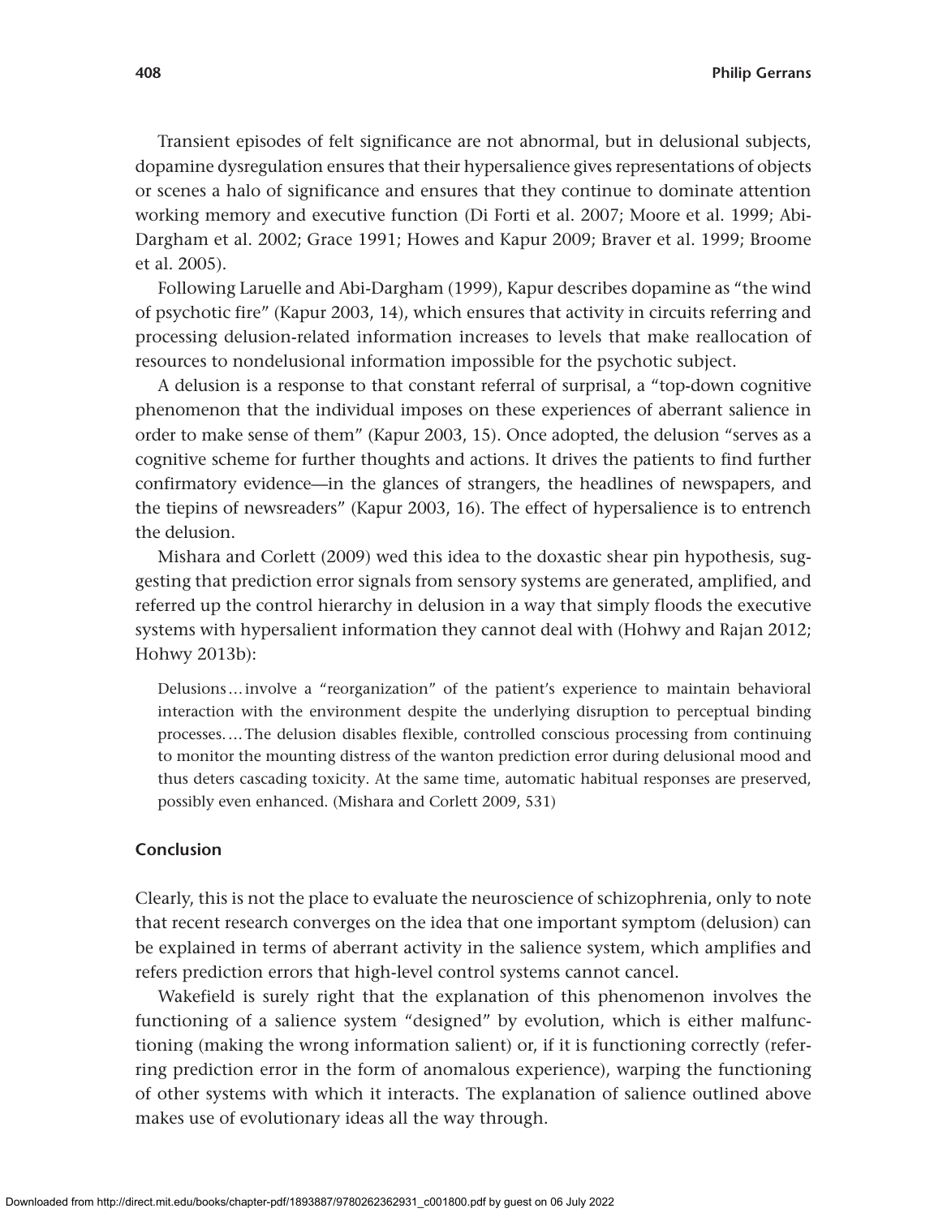Transient episodes of felt significance are not abnormal, but in delusional subjects, dopamine dysregulation ensures that their hypersalience gives representations of objects or scenes a halo of significance and ensures that they continue to dominate attention working memory and executive function (Di Forti et al. 2007; Moore et al. 1999; Abi-Dargham et al. 2002; Grace 1991; Howes and Kapur 2009; Braver et al. 1999; Broome et al. 2005).

Following Laruelle and Abi-Dargham (1999), Kapur describes dopamine as "the wind of psychotic fire" (Kapur 2003, 14), which ensures that activity in circuits referring and processing delusion-related information increases to levels that make reallocation of resources to nondelusional information impossible for the psychotic subject.

A delusion is a response to that constant referral of surprisal, a "top-down cognitive phenomenon that the individual imposes on these experiences of aberrant salience in order to make sense of them" (Kapur 2003, 15). Once adopted, the delusion "serves as a cognitive scheme for further thoughts and actions. It drives the patients to find further confirmatory evidence—in the glances of strangers, the headlines of newspapers, and the tiepins of newsreaders" (Kapur 2003, 16). The effect of hypersalience is to entrench the delusion.

Mishara and Corlett (2009) wed this idea to the doxastic shear pin hypothesis, suggesting that prediction error signals from sensory systems are generated, amplified, and referred up the control hierarchy in delusion in a way that simply floods the executive systems with hypersalient information they cannot deal with (Hohwy and Rajan 2012; Hohwy 2013b):

> Delusions … involve a "reorganization" of the patient's experience to maintain behavioral interaction with the environment despite the underlying disruption to perceptual binding processes. … The delusion disables flexible, controlled conscious processing from continuing to monitor the mounting distress of the wanton prediction error during delusional mood and thus deters cascading toxicity. At the same time, automatic habitual responses are preserved, possibly even enhanced. (Mishara and Corlett 2009, 531)

## Conclusion

Clearly, this is not the place to evaluate the neuroscience of schizophrenia, only to note that recent research converges on the idea that one important symptom (delusion) can be explained in terms of aberrant activity in the salience system, which amplifies and refers prediction errors that high-level control systems cannot cancel.

Wakefield is surely right that the explanation of this phenomenon involves the functioning of a salience system "designed" by evolution, which is either malfunctioning (making the wrong information salient) or, if it is functioning correctly (referring prediction error in the form of anomalous experience), warping the functioning of other systems with which it interacts. The explanation of salience outlined above makes use of evolutionary ideas all the way through.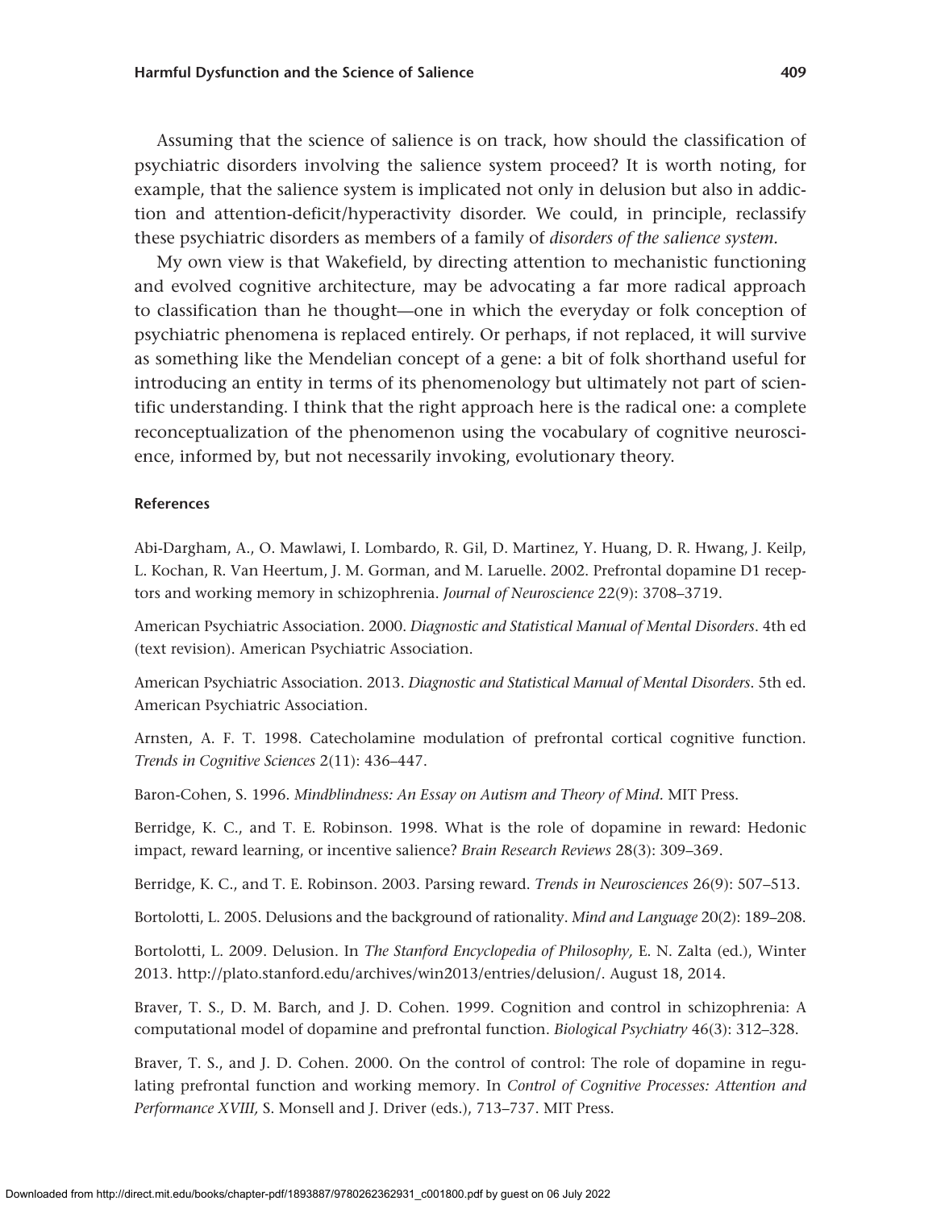Assuming that the science of salience is on track, how should the classification of psychiatric disorders involving the salience system proceed? It is worth noting, for example, that the salience system is implicated not only in delusion but also in addiction and attention-deficit/hyperactivity disorder. We could, in principle, reclassify these psychiatric disorders as members of a family of *disorders of the salience system*.

My own view is that Wakefield, by directing attention to mechanistic functioning and evolved cognitive architecture, may be advocating a far more radical approach to classification than he thought—one in which the everyday or folk conception of psychiatric phenomena is replaced entirely. Or perhaps, if not replaced, it will survive as something like the Mendelian concept of a gene: a bit of folk shorthand useful for introducing an entity in terms of its phenomenology but ultimately not part of scientific understanding. I think that the right approach here is the radical one: a complete reconceptualization of the phenomenon using the vocabulary of cognitive neuroscience, informed by, but not necessarily invoking, evolutionary theory.

### References

Abi-Dargham, A., O. Mawlawi, I. Lombardo, R. Gil, D. Martinez, Y. Huang, D. R. Hwang, J. Keilp, L. Kochan, R. Van Heertum, J. M. Gorman, and M. Laruelle. 2002. Prefrontal dopamine D1 receptors and working memory in schizophrenia. *Journal of Neuroscience* 22(9): 3708–3719.

American Psychiatric Association. 2000. *Diagnostic and Statistical Manual of Mental Disorders*. 4th ed (text revision). American Psychiatric Association.

American Psychiatric Association. 2013. *Diagnostic and Statistical Manual of Mental Disorders*. 5th ed. American Psychiatric Association.

Arnsten, A. F. T. 1998. Catecholamine modulation of prefrontal cortical cognitive function. *Trends in Cognitive Sciences* 2(11): 436–447.

Baron-Cohen, S. 1996. *Mindblindness: An Essay on Autism and Theory of Mind*. MIT Press.

Berridge, K. C., and T. E. Robinson. 1998. What is the role of dopamine in reward: Hedonic impact, reward learning, or incentive salience? *Brain Research Reviews* 28(3): 309–369.

Berridge, K. C., and T. E. Robinson. 2003. Parsing reward. *Trends in Neurosciences* 26(9): 507–513.

Bortolotti, L. 2005. Delusions and the background of rationality. *Mind and Language* 20(2): 189–208.

Bortolotti, L. 2009. Delusion. In *The Stanford Encyclopedia of Philosophy*, E. N. Zalta (ed.), Winter 2013. http://plato.stanford.edu/archives/win2013/entries/delusion/. August 18, 2014.

Braver, T. S., D. M. Barch, and J. D. Cohen. 1999. Cognition and control in schizophrenia: A computational model of dopamine and prefrontal function. *Biological Psychiatry* 46(3): 312–328.

Braver, T. S., and J. D. Cohen. 2000. On the control of control: The role of dopamine in regulating prefrontal function and working memory. In *Control of Cognitive Processes: Attention and Performance XVIII*, S. Monsell and J. Driver (eds.), 713–737. MIT Press.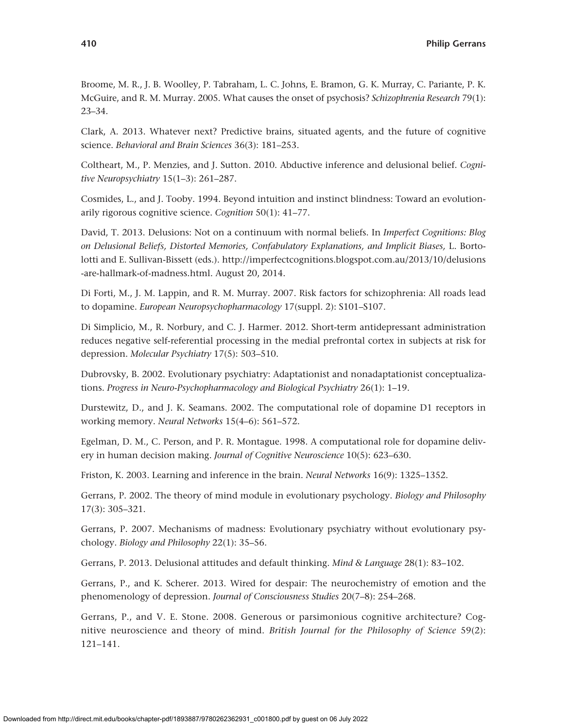Broome, M. R., J. B. Woolley, P. Tabraham, L. C. Johns, E. Bramon, G. K. Murray, C. Pariante, P. K. McGuire, and R. M. Murray. 2005. What causes the onset of psychosis? *Schizophrenia Research* 79(1): 23–34.

Clark, A. 2013. Whatever next? Predictive brains, situated agents, and the future of cognitive science. *Behavioral and Brain Sciences* 36(3): 181–253.

Coltheart, M., P. Menzies, and J. Sutton. 2010. Abductive inference and delusional belief. *Cognitive Neuropsychiatry* 15(1–3): 261–287.

Cosmides, L., and J. Tooby. 1994. Beyond intuition and instinct blindness: Toward an evolutionarily rigorous cognitive science. *Cognition* 50(1): 41–77.

David, T. 2013. Delusions: Not on a continuum with normal beliefs. In *Imperfect Cognitions: Blog on Delusional Beliefs, Distorted Memories, Confabulatory Explanations, and Implicit Biases,* L. Bortolotti and E. Sullivan-Bissett (eds.). http://imperfectcognitions.blogspot.com.au/2013/10/delusions-are-hallmark-of-madness.html. August 20, 2014.

Di Forti, M., J. M. Lappin, and R. M. Murray. 2007. Risk factors for schizophrenia: All roads lead to dopamine. *European Neuropsychopharmacology* 17(suppl. 2): S101–S107.

Di Simplicio, M., R. Norbury, and C. J. Harmer. 2012. Short-term antidepressant administration reduces negative self-referential processing in the medial prefrontal cortex in subjects at risk for depression. *Molecular Psychiatry* 17(5): 503–510.

Dubrovsky, B. 2002. Evolutionary psychiatry: Adaptationist and nonadaptationist conceptualizations. *Progress in Neuro-Psychopharmacology and Biological Psychiatry* 26(1): 1–19.

Durstewitz, D., and J. K. Seamans. 2002. The computational role of dopamine D1 receptors in working memory. *Neural Networks* 15(4–6): 561–572.

Egelman, D. M., C. Person, and P. R. Montague. 1998. A computational role for dopamine delivery in human decision making. *Journal of Cognitive Neuroscience* 10(5): 623–630.

Friston, K. 2003. Learning and inference in the brain. *Neural Networks* 16(9): 1325–1352.

Gerrans, P. 2002. The theory of mind module in evolutionary psychology. *Biology and Philosophy* 17(3): 305–321.

Gerrans, P. 2007. Mechanisms of madness: Evolutionary psychiatry without evolutionary psychology. *Biology and Philosophy* 22(1): 35–56.

Gerrans, P. 2013. Delusional attitudes and default thinking. *Mind & Language* 28(1): 83–102.

Gerrans, P., and K. Scherer. 2013. Wired for despair: The neurochemistry of emotion and the phenomenology of depression. *Journal of Consciousness Studies* 20(7–8): 254–268.

Gerrans, P., and V. E. Stone. 2008. Generous or parsimonious cognitive architecture? Cognitive neuroscience and theory of mind. *British Journal for the Philosophy of Science* 59(2): 121–141.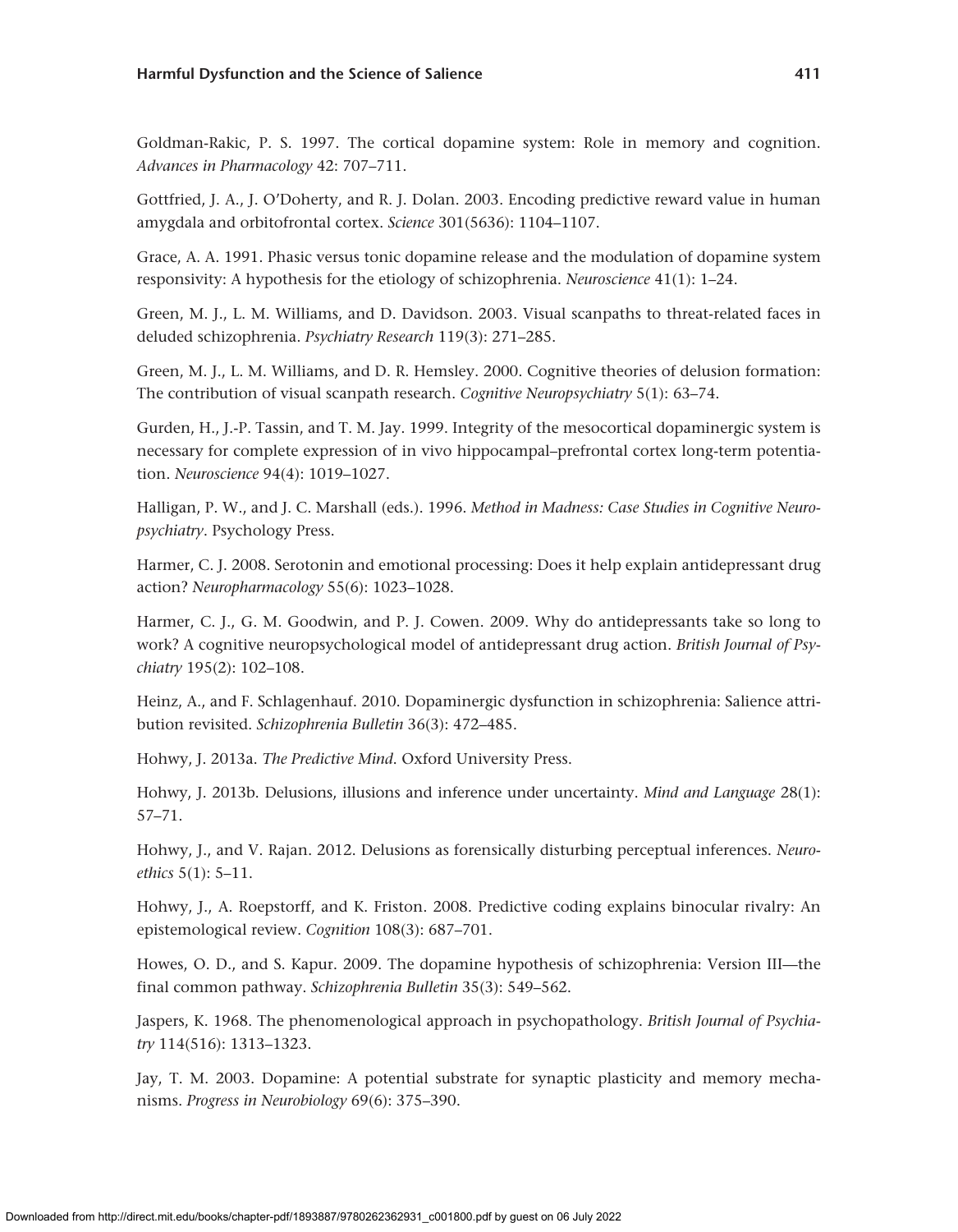Goldman-Rakic, P. S. 1997. The cortical dopamine system: Role in memory and cognition. *Advances in Pharmacology* 42: 707–711.

Gottfried, J. A., J. O'Doherty, and R. J. Dolan. 2003. Encoding predictive reward value in human amygdala and orbitofrontal cortex. *Science* 301(5636): 1104–1107.

Grace, A. A. 1991. Phasic versus tonic dopamine release and the modulation of dopamine system responsivity: A hypothesis for the etiology of schizophrenia. *Neuroscience* 41(1): 1–24.

Green, M. J., L. M. Williams, and D. Davidson. 2003. Visual scanpaths to threat-related faces in deluded schizophrenia. *Psychiatry Research* 119(3): 271–285.

Green, M. J., L. M. Williams, and D. R. Hemsley. 2000. Cognitive theories of delusion formation: The contribution of visual scanpath research. *Cognitive Neuropsychiatry* 5(1): 63–74.

Gurden, H., J.-P. Tassin, and T. M. Jay. 1999. Integrity of the mesocortical dopaminergic system is necessary for complete expression of in vivo hippocampal–prefrontal cortex long-term potentiation. *Neuroscience* 94(4): 1019–1027.

Halligan, P. W., and J. C. Marshall (eds.). 1996. *Method in Madness: Case Studies in Cognitive Neuropsychiatry*. Psychology Press.

Harmer, C. J. 2008. Serotonin and emotional processing: Does it help explain antidepressant drug action? *Neuropharmacology* 55(6): 1023–1028.

Harmer, C. J., G. M. Goodwin, and P. J. Cowen. 2009. Why do antidepressants take so long to work? A cognitive neuropsychological model of antidepressant drug action. *British Journal of Psychiatry* 195(2): 102–108.

Heinz, A., and F. Schlagenhauf. 2010. Dopaminergic dysfunction in schizophrenia: Salience attribution revisited. *Schizophrenia Bulletin* 36(3): 472–485.

Hohwy, J. 2013a. *The Predictive Mind*. Oxford University Press.

Hohwy, J. 2013b. Delusions, illusions and inference under uncertainty. *Mind and Language* 28(1): 57–71.

Hohwy, J., and V. Rajan. 2012. Delusions as forensically disturbing perceptual inferences. *Neuroethics* 5(1): 5–11.

Hohwy, J., A. Roepstorff, and K. Friston. 2008. Predictive coding explains binocular rivalry: An epistemological review. *Cognition* 108(3): 687–701.

Howes, O. D., and S. Kapur. 2009. The dopamine hypothesis of schizophrenia: Version III—the final common pathway. *Schizophrenia Bulletin* 35(3): 549–562.

Jaspers, K. 1968. The phenomenological approach in psychopathology. *British Journal of Psychiatry* 114(516): 1313–1323.

Jay, T. M. 2003. Dopamine: A potential substrate for synaptic plasticity and memory mechanisms. *Progress in Neurobiology* 69(6): 375–390.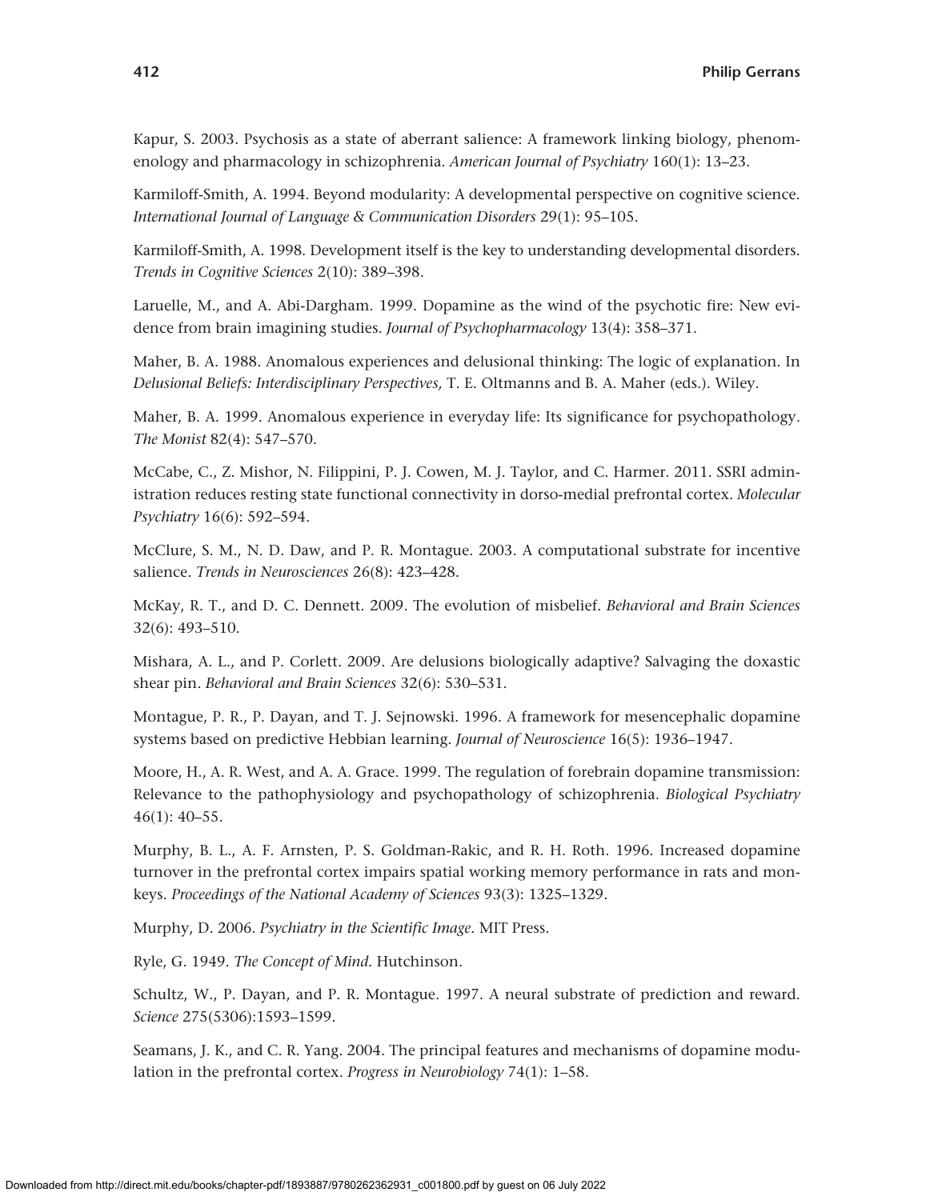Kapur, S. 2003. Psychosis as a state of aberrant salience: A framework linking biology, phenomenology and pharmacology in schizophrenia. *American Journal of Psychiatry* 160(1): 13–23.

Karmiloff-Smith, A. 1994. Beyond modularity: A developmental perspective on cognitive science. *International Journal of Language & Communication Disorders* 29(1): 95–105.

Karmiloff-Smith, A. 1998. Development itself is the key to understanding developmental disorders. *Trends in Cognitive Sciences* 2(10): 389–398.

Laruelle, M., and A. Abi-Dargham. 1999. Dopamine as the wind of the psychotic fire: New evidence from brain imagining studies. *Journal of Psychopharmacology* 13(4): 358–371.

Maher, B. A. 1988. Anomalous experiences and delusional thinking: The logic of explanation. In *Delusional Beliefs: Interdisciplinary Perspectives,* T. E. Oltmanns and B. A. Maher (eds.). Wiley.

Maher, B. A. 1999. Anomalous experience in everyday life: Its significance for psychopathology. *The Monist* 82(4): 547–570.

McCabe, C., Z. Mishor, N. Filippini, P. J. Cowen, M. J. Taylor, and C. Harmer. 2011. SSRI administration reduces resting state functional connectivity in dorso-medial prefrontal cortex. *Molecular Psychiatry* 16(6): 592–594.

McClure, S. M., N. D. Daw, and P. R. Montague. 2003. A computational substrate for incentive salience. *Trends in Neurosciences* 26(8): 423–428.

McKay, R. T., and D. C. Dennett. 2009. The evolution of misbelief. *Behavioral and Brain Sciences* 32(6): 493–510.

Mishara, A. L., and P. Corlett. 2009. Are delusions biologically adaptive? Salvaging the doxastic shear pin. *Behavioral and Brain Sciences* 32(6): 530–531.

Montague, P. R., P. Dayan, and T. J. Sejnowski. 1996. A framework for mesencephalic dopamine systems based on predictive Hebbian learning. *Journal of Neuroscience* 16(5): 1936–1947.

Moore, H., A. R. West, and A. A. Grace. 1999. The regulation of forebrain dopamine transmission: Relevance to the pathophysiology and psychopathology of schizophrenia. *Biological Psychiatry* 46(1): 40–55.

Murphy, B. L., A. F. Arnsten, P. S. Goldman-Rakic, and R. H. Roth. 1996. Increased dopamine turnover in the prefrontal cortex impairs spatial working memory performance in rats and monkeys. *Proceedings of the National Academy of Sciences* 93(3): 1325–1329.

Murphy, D. 2006. *Psychiatry in the Scientific Image*. MIT Press.

Ryle, G. 1949. *The Concept of Mind.* Hutchinson.

Schultz, W., P. Dayan, and P. R. Montague. 1997. A neural substrate of prediction and reward. *Science* 275(5306):1593–1599.

Seamans, J. K., and C. R. Yang. 2004. The principal features and mechanisms of dopamine modulation in the prefrontal cortex. *Progress in Neurobiology* 74(1): 1–58.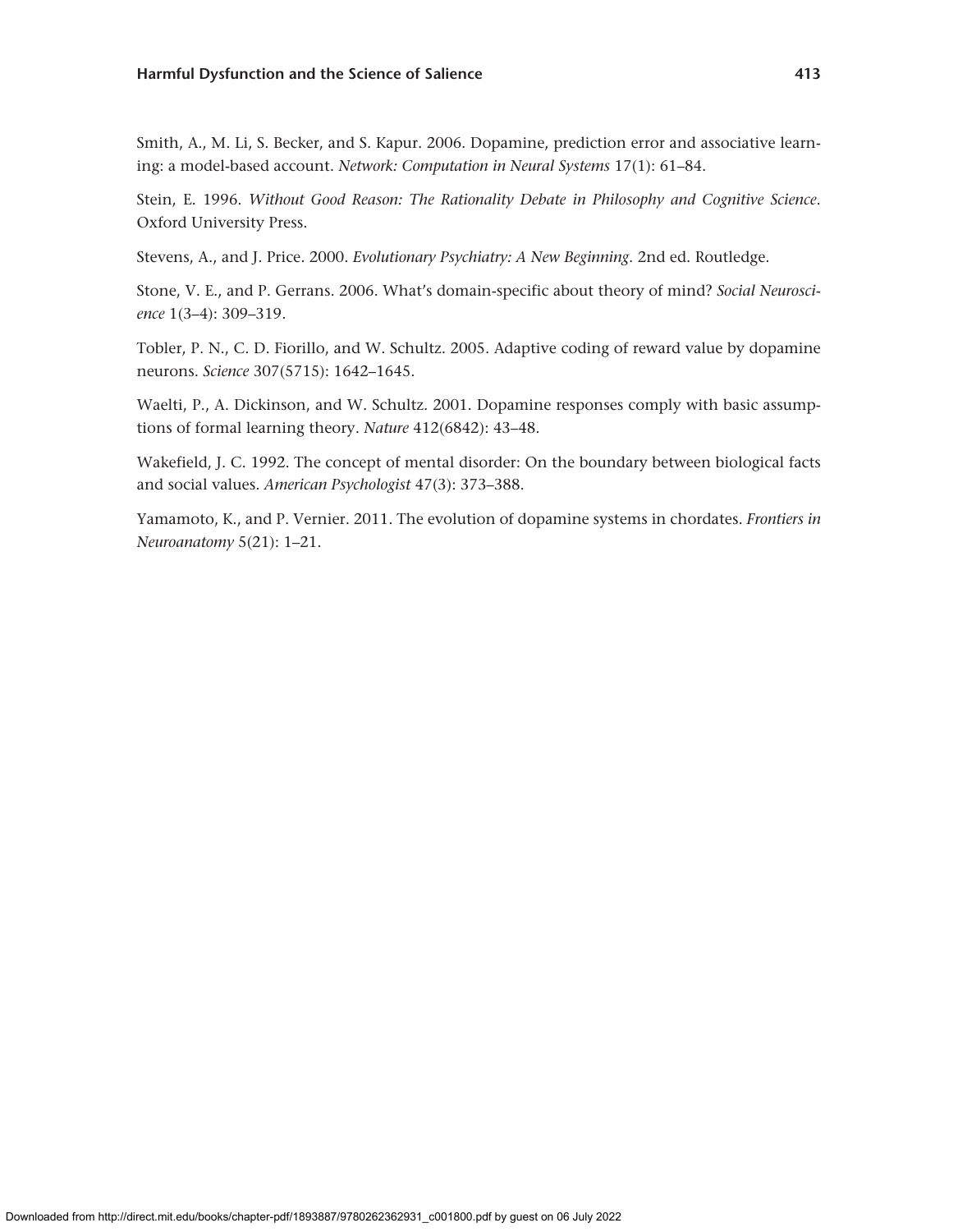Smith, A., M. Li, S. Becker, and S. Kapur. 2006. Dopamine, prediction error and associative learning: a model-based account. *Network: Computation in Neural Systems* 17(1): 61–84.

Stein, E. 1996. *Without Good Reason: The Rationality Debate in Philosophy and Cognitive Science*. Oxford University Press.

Stevens, A., and J. Price. 2000. *Evolutionary Psychiatry: A New Beginning*. 2nd ed. Routledge.

Stone, V. E., and P. Gerrans. 2006. What's domain-specific about theory of mind? *Social Neuroscience* 1(3–4): 309–319.

Tobler, P. N., C. D. Fiorillo, and W. Schultz. 2005. Adaptive coding of reward value by dopamine neurons. *Science* 307(5715): 1642–1645.

Waelti, P., A. Dickinson, and W. Schultz. 2001. Dopamine responses comply with basic assumptions of formal learning theory. *Nature* 412(6842): 43–48.

Wakefield, J. C. 1992. The concept of mental disorder: On the boundary between biological facts and social values. *American Psychologist* 47(3): 373–388.

Yamamoto, K., and P. Vernier. 2011. The evolution of dopamine systems in chordates. *Frontiers in Neuroanatomy* 5(21): 1–21.